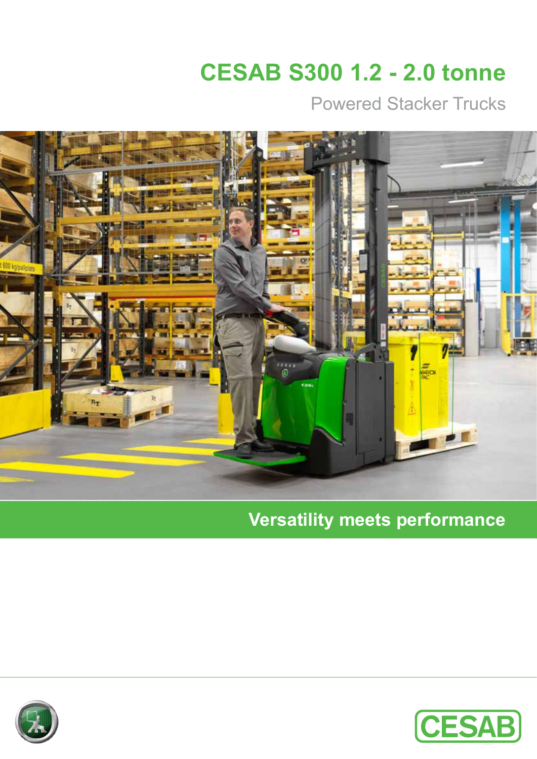# CESAB S300 1.2 - 2.0 tonne

Powered Stacker Trucks

**Versatility meets performance**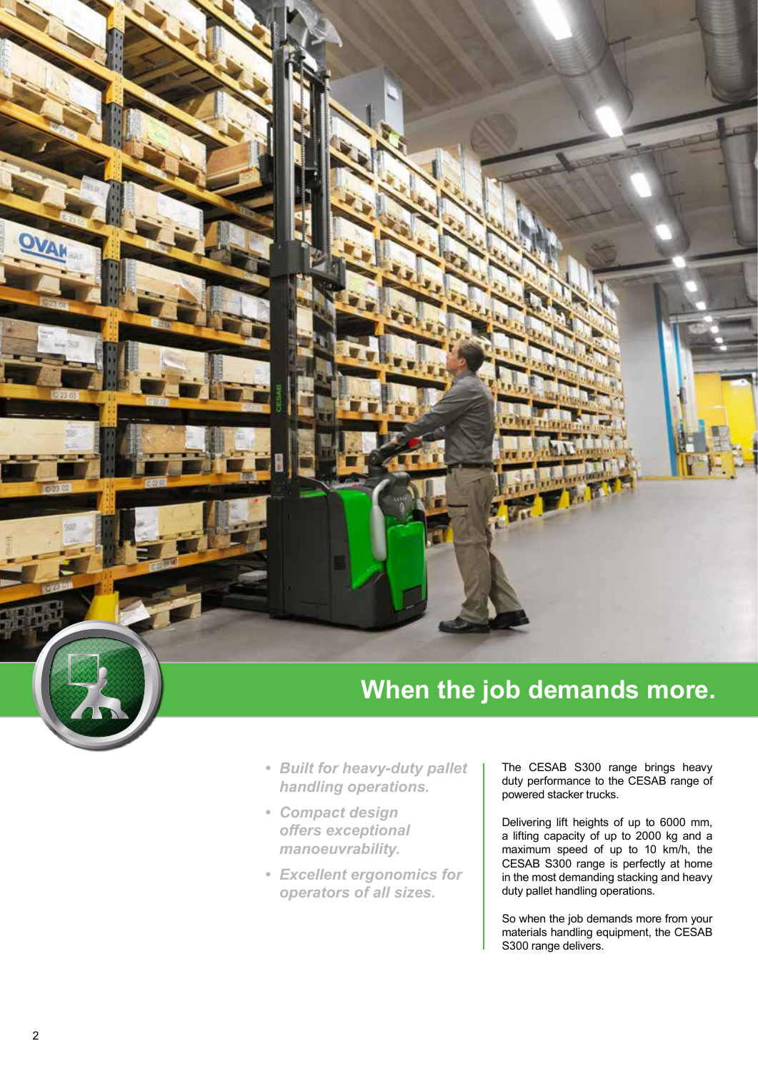# When the job demands more.

- ***Built for heavy-duty pallet handling operations.***
- ***Compact design offers exceptional manoeuvrability.***
- ***Excellent ergonomics for operators of all sizes.***

The CESAB S300 range brings heavy duty performance to the CESAB range of powered stacker trucks.

Delivering lift heights of up to 6000 mm, a lifting capacity of up to 2000 kg and a maximum speed of up to 10 km/h, the CESAB S300 range is perfectly at home in the most demanding stacking and heavy duty pallet handling operations.

So when the job demands more from your materials handling equipment, the CESAB S300 range delivers.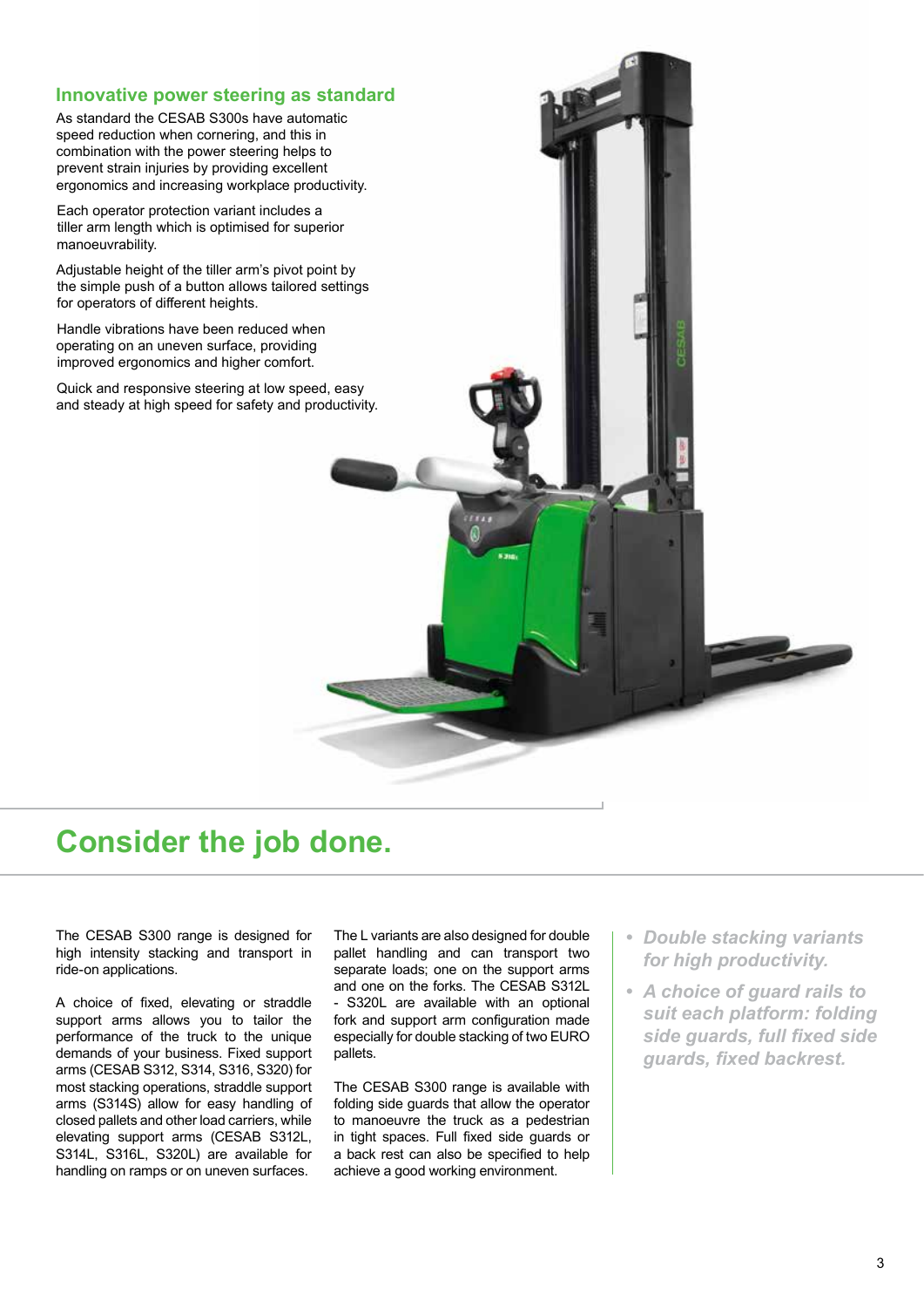## Innovative power steering as standard

As standard the CESAB S300s have automatic speed reduction when cornering, and this in combination with the power steering helps to prevent strain injuries by providing excellent ergonomics and increasing workplace productivity.

Each operator protection variant includes a tiller arm length which is optimised for superior manoeuvrability.

Adjustable height of the tiller arm's pivot point by the simple push of a button allows tailored settings for operators of different heights.

Handle vibrations have been reduced when operating on an uneven surface, providing improved ergonomics and higher comfort.

Quick and responsive steering at low speed, easy and steady at high speed for safety and productivity.

# Consider the job done.

The CESAB S300 range is designed for high intensity stacking and transport in ride-on applications.

A choice of fixed, elevating or straddle support arms allows you to tailor the performance of the truck to the unique demands of your business. Fixed support arms (CESAB S312, S314, S316, S320) for most stacking operations, straddle support arms (S314S) allow for easy handling of closed pallets and other load carriers, while elevating support arms (CESAB S312L, S314L, S316L, S320L) are available for handling on ramps or on uneven surfaces.

The L variants are also designed for double pallet handling and can transport two separate loads; one on the support arms and one on the forks. The CESAB S312L - S320L are available with an optional fork and support arm configuration made especially for double stacking of two EURO pallets.

The CESAB S300 range is available with folding side guards that allow the operator to manoeuvre the truck as a pedestrian in tight spaces. Full fixed side guards or a back rest can also be specified to help achieve a good working environment.

- ***Double stacking variants for high productivity.***
- ***A choice of guard rails to suit each platform: folding side guards, full fixed side guards, fixed backrest.***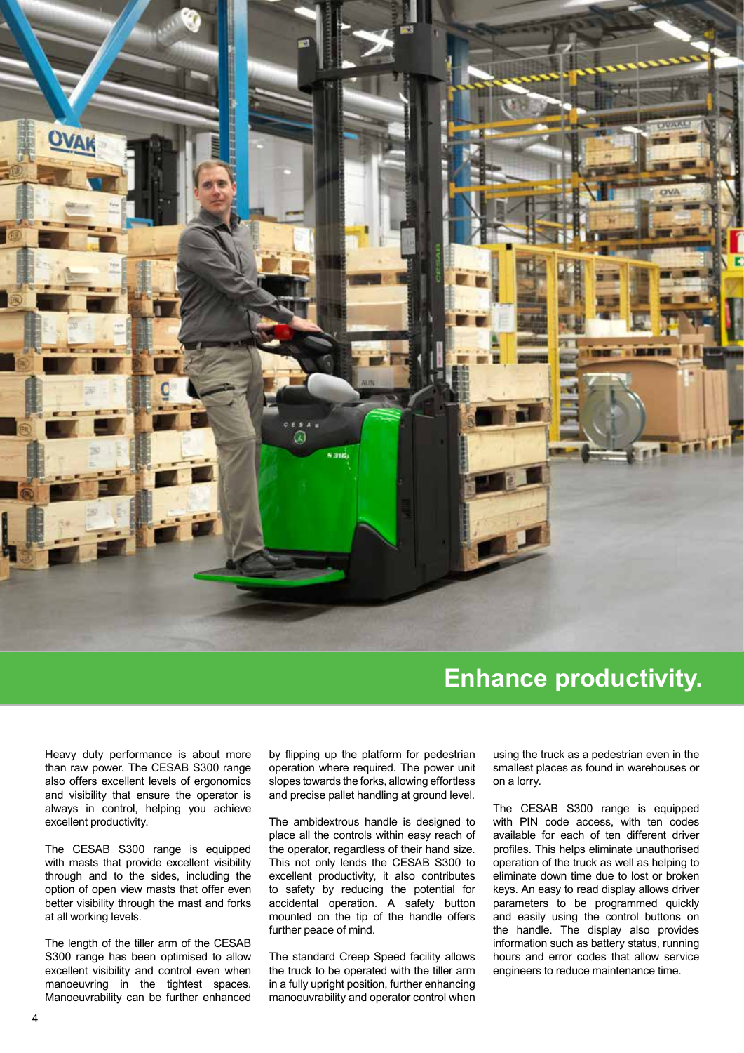## Enhance productivity.

Heavy duty performance is about more than raw power. The CESAB S300 range also offers excellent levels of ergonomics and visibility that ensure the operator is always in control, helping you achieve excellent productivity.

The CESAB S300 range is equipped with masts that provide excellent visibility through and to the sides, including the option of open view masts that offer even better visibility through the mast and forks at all working levels.

The length of the tiller arm of the CESAB S300 range has been optimised to allow excellent visibility and control even when manoeuvring in the tightest spaces. Manoeuvrability can be further enhanced by flipping up the platform for pedestrian operation where required. The power unit slopes towards the forks, allowing effortless and precise pallet handling at ground level.

The ambidextrous handle is designed to place all the controls within easy reach of the operator, regardless of their hand size. This not only lends the CESAB S300 to excellent productivity, it also contributes to safety by reducing the potential for accidental operation. A safety button mounted on the tip of the handle offers further peace of mind.

The standard Creep Speed facility allows the truck to be operated with the tiller arm in a fully upright position, further enhancing manoeuvrability and operator control when using the truck as a pedestrian even in the smallest places as found in warehouses or on a lorry.

The CESAB S300 range is equipped with PIN code access, with ten codes available for each of ten different driver profiles. This helps eliminate unauthorised operation of the truck as well as helping to eliminate down time due to lost or broken keys. An easy to read display allows driver parameters to be programmed quickly and easily using the control buttons on the handle. The display also provides information such as battery status, running hours and error codes that allow service engineers to reduce maintenance time.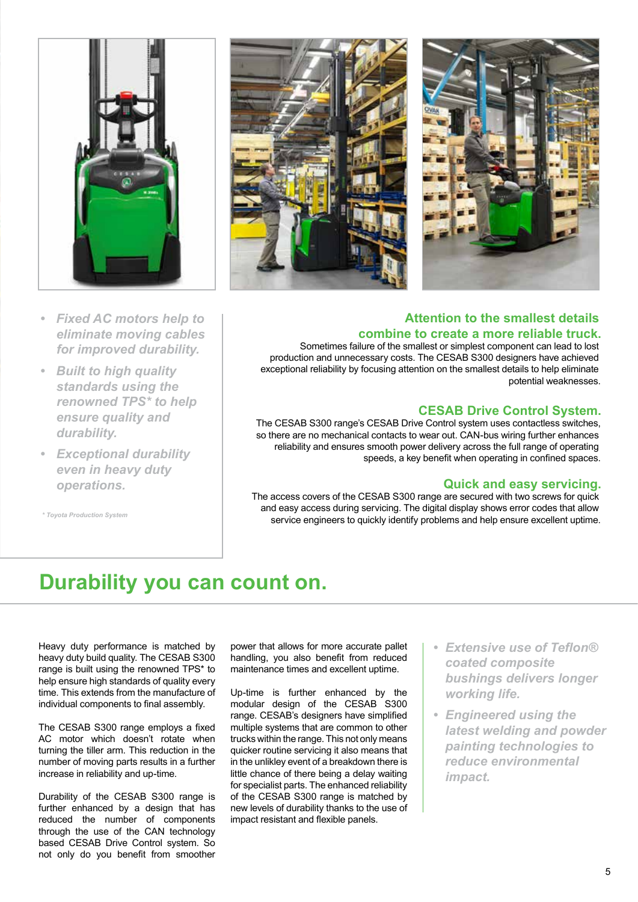- *Fixed AC motors help to eliminate moving cables for improved durability.*
- *Built to high quality standards using the renowned TPS* to help ensure quality and durability.*
- *Exceptional durability even in heavy duty operations.*

*\* Toyota Production System*

### Attention to the smallest details combine to create a more reliable truck.

Sometimes failure of the smallest or simplest component can lead to lost production and unnecessary costs. The CESAB S300 designers have achieved exceptional reliability by focusing attention on the smallest details to help eliminate potential weaknesses.

### CESAB Drive Control System.

The CESAB S300 range's CESAB Drive Control system uses contactless switches, so there are no mechanical contacts to wear out. CAN-bus wiring further enhances reliability and ensures smooth power delivery across the full range of operating speeds, a key benefit when operating in confined spaces.

### Quick and easy servicing.

The access covers of the CESAB S300 range are secured with two screws for quick and easy access during servicing. The digital display shows error codes that allow service engineers to quickly identify problems and help ensure excellent uptime.

## Durability you can count on.

Heavy duty performance is matched by heavy duty build quality. The CESAB S300 range is built using the renowned TPS* to help ensure high standards of quality every time. This extends from the manufacture of individual components to final assembly.

The CESAB S300 range employs a fixed AC motor which doesn't rotate when turning the tiller arm. This reduction in the number of moving parts results in a further increase in reliability and up-time.

Durability of the CESAB S300 range is further enhanced by a design that has reduced the number of components through the use of the CAN technology based CESAB Drive Control system. So not only do you benefit from smoother power that allows for more accurate pallet handling, you also benefit from reduced maintenance times and excellent uptime.

Up-time is further enhanced by the modular design of the CESAB S300 range. CESAB's designers have simplified multiple systems that are common to other trucks within the range. This not only means quicker routine servicing it also means that in the unlikley event of a breakdown there is little chance of there being a delay waiting for specialist parts. The enhanced reliability of the CESAB S300 range is matched by new levels of durability thanks to the use of impact resistant and flexible panels.

- *Extensive use of Teflon® coated composite bushings delivers longer working life.*
- *Engineered using the latest welding and powder painting technologies to reduce environmental impact.*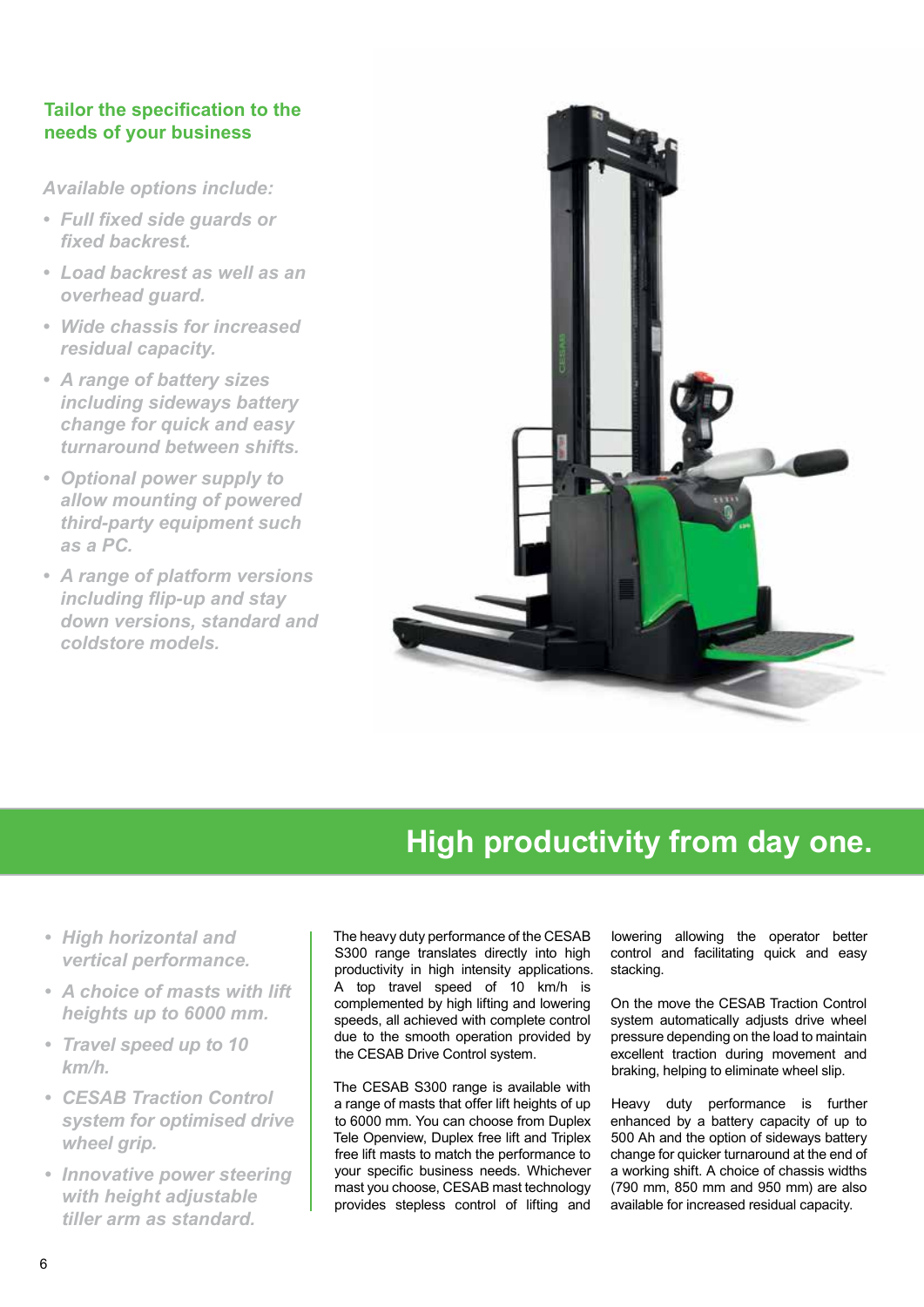## Tailor the specification to the needs of your business

*Available options include:*

- *Full fixed side guards or fixed backrest.*
- *Load backrest as well as an overhead guard.*
- *Wide chassis for increased residual capacity.*
- *A range of battery sizes including sideways battery change for quick and easy turnaround between shifts.*
- *Optional power supply to allow mounting of powered third-party equipment such as a PC.*
- *A range of platform versions including flip-up and stay down versions, standard and coldstore models.*

# High productivity from day one.

- *High horizontal and vertical performance.*
- *A choice of masts with lift heights up to 6000 mm.*
- *Travel speed up to 10 km/h.*
- *CESAB Traction Control system for optimised drive wheel grip.*
- *Innovative power steering with height adjustable tiller arm as standard.*

The heavy duty performance of the CESAB S300 range translates directly into high productivity in high intensity applications. A top travel speed of 10 km/h is complemented by high lifting and lowering speeds, all achieved with complete control due to the smooth operation provided by the CESAB Drive Control system.

The CESAB S300 range is available with a range of masts that offer lift heights of up to 6000 mm. You can choose from Duplex Tele Openview, Duplex free lift and Triplex free lift masts to match the performance to your specific business needs. Whichever mast you choose, CESAB mast technology provides stepless control of lifting and lowering allowing the operator better control and facilitating quick and easy stacking.

On the move the CESAB Traction Control system automatically adjusts drive wheel pressure depending on the load to maintain excellent traction during movement and braking, helping to eliminate wheel slip.

Heavy duty performance is further enhanced by a battery capacity of up to 500 Ah and the option of sideways battery change for quicker turnaround at the end of a working shift. A choice of chassis widths (790 mm, 850 mm and 950 mm) are also available for increased residual capacity.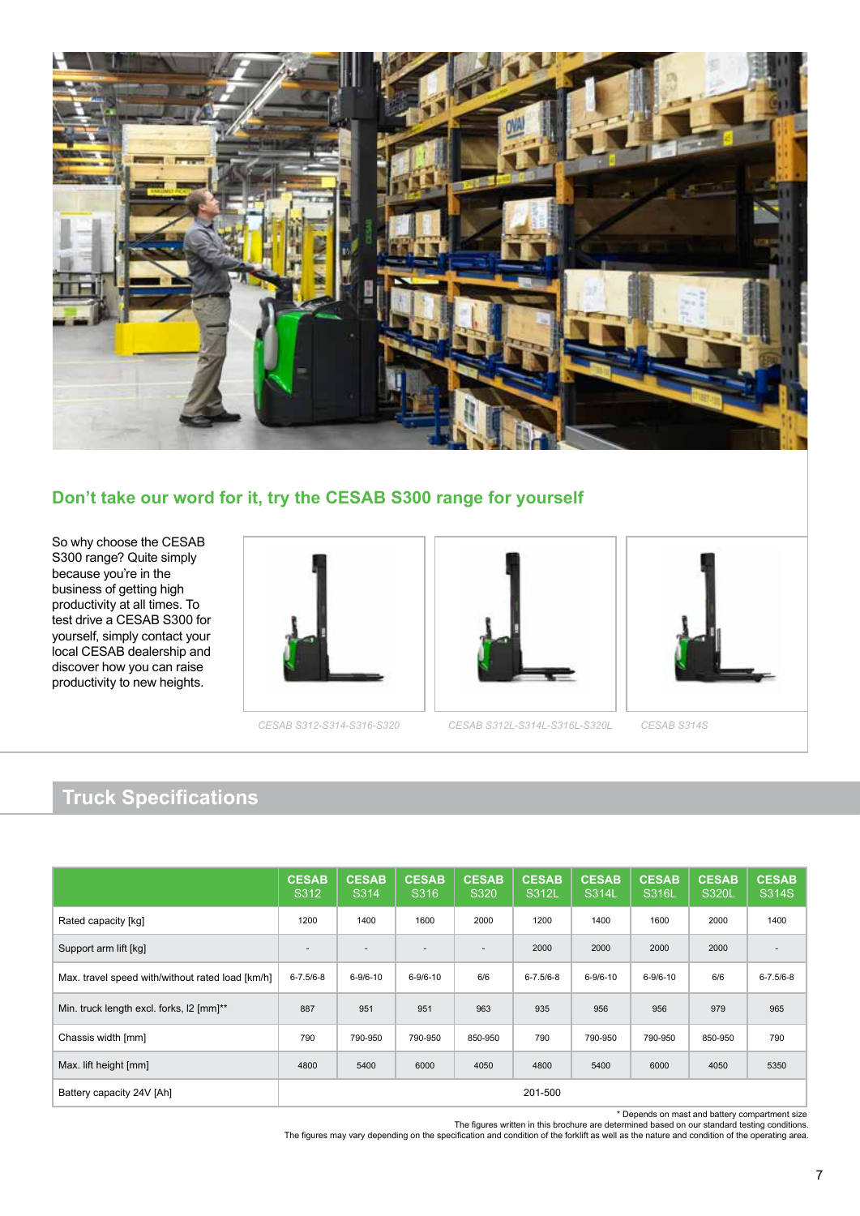## Don’t take our word for it, try the CESAB S300 range for yourself

So why choose the CESAB S300 range? Quite simply because you're in the business of getting high productivity at all times. To test drive a CESAB S300 for yourself, simply contact your local CESAB dealership and discover how you can raise productivity to new heights.

*CESAB S312-S314-S316-S320*

*CESAB S312L-S314L-S316L-S320L*

*CESAB S314S*

## Truck Specifications

| | CESAB S312 | CESAB S314 | CESAB S316 | CESAB S320 | CESAB S312L | CESAB S314L | CESAB S316L | CESAB S320L | CESAB S314S |
|---|---|---|---|---|---|---|---|---|---|
| Rated capacity [kg] | 1200 | 1400 | 1600 | 2000 | 1200 | 1400 | 1600 | 2000 | 1400 |
| Support arm lift [kg] | - | - | - | - | 2000 | 2000 | 2000 | 2000 | - |
| Max. travel speed with/without rated load [km/h] | 6-7.5/6-8 | 6-9/6-10 | 6-9/6-10 | 6/6 | 6-7.5/6-8 | 6-9/6-10 | 6-9/6-10 | 6/6 | 6-7.5/6-8 |
| Min. truck length excl. forks, l2 [mm]** | 887 | 951 | 951 | 963 | 935 | 956 | 956 | 979 | 965 |
| Chassis width [mm] | 790 | 790-950 | 790-950 | 850-950 | 790 | 790-950 | 790-950 | 850-950 | 790 |
| Max. lift height [mm] | 4800 | 5400 | 6000 | 4050 | 4800 | 5400 | 6000 | 4050 | 5350 |
| Battery capacity 24V [Ah] | 201-500 | | | | | | | | |

\* Depends on mast and battery compartment size

The figures written in this brochure are determined based on our standard testing conditions.
The figures may vary depending on the specification and condition of the forklift as well as the nature and condition of the operating area.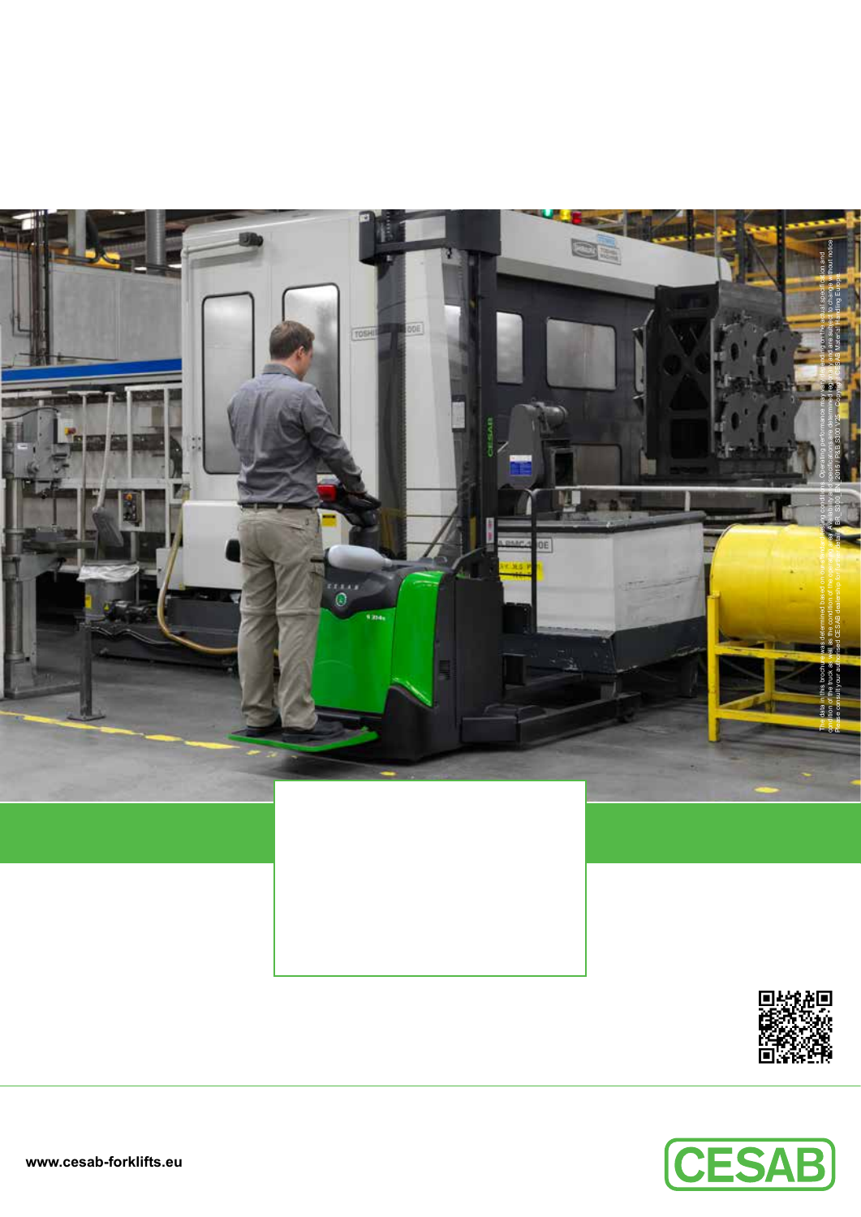www.cesab-forklifts.eu